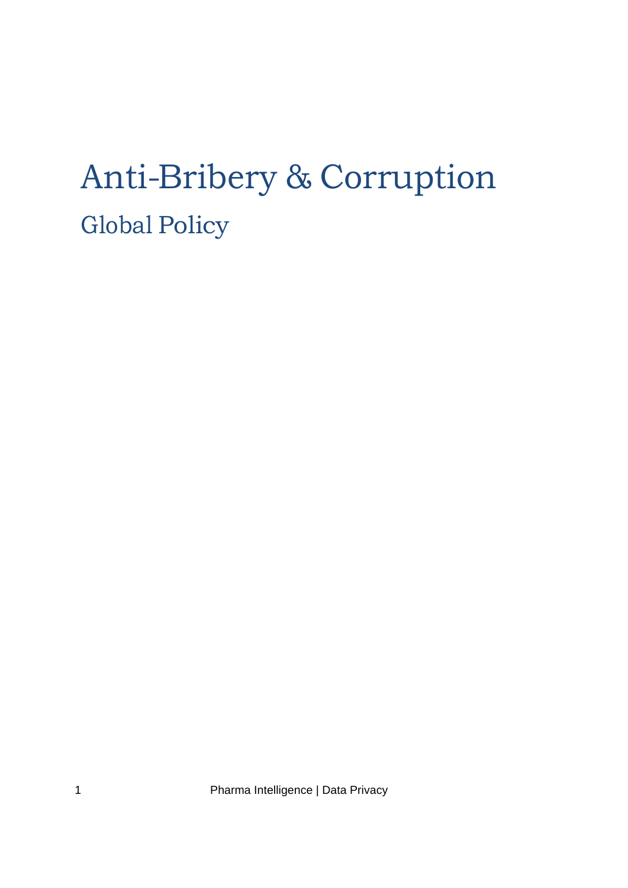# Anti-Bribery & Corruption

## Global Policy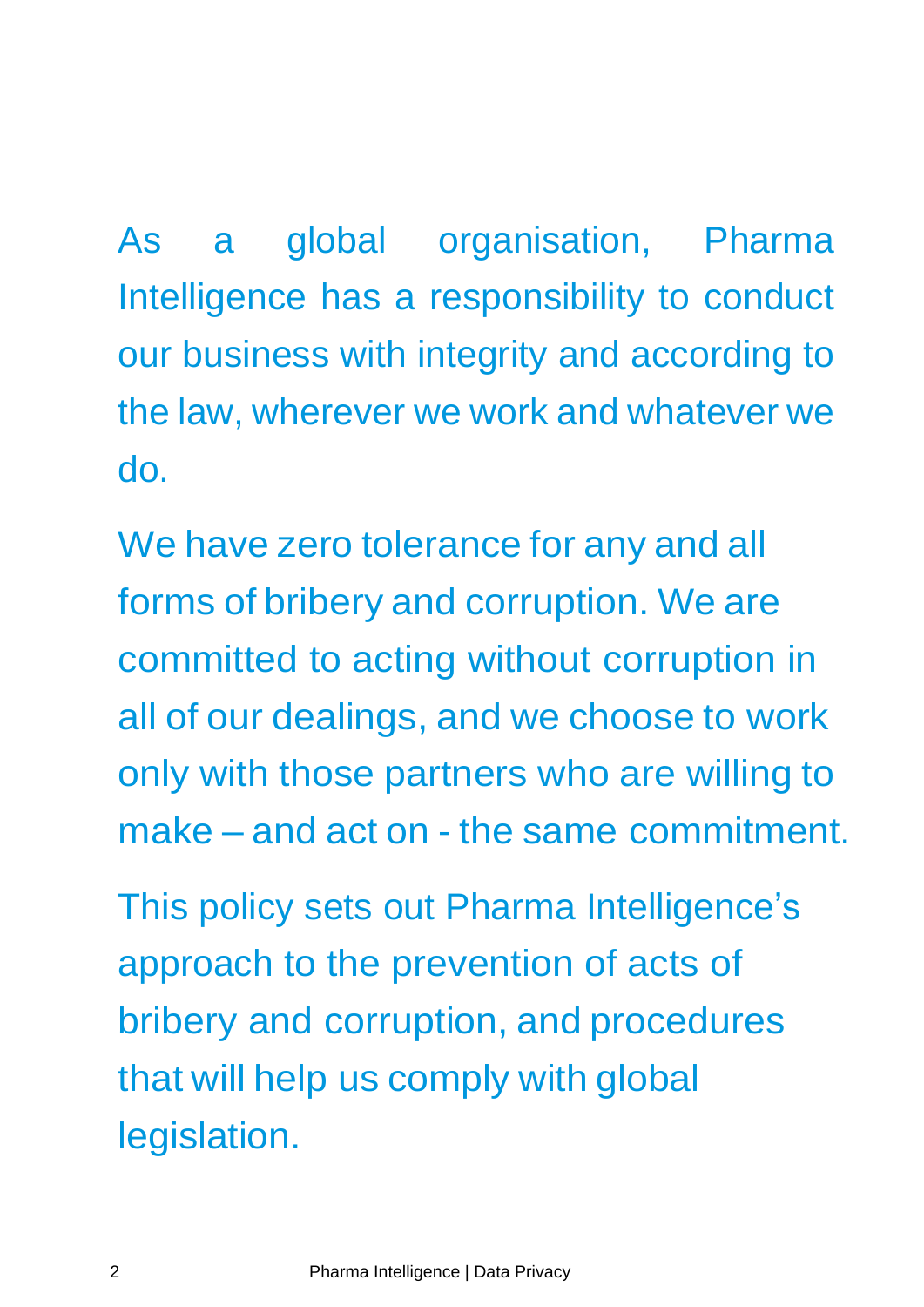As a global organisation, Pharma Intelligence has a responsibility to conduct our business with integrity and according to the law, wherever we work and whatever we do.

We have zero tolerance for any and all forms of bribery and corruption. We are committed to acting without corruption in all of our dealings, and we choose to work only with those partners who are willing to make – and act on - the same commitment.

This policy sets out Pharma Intelligence's approach to the prevention of acts of bribery and corruption, and procedures that will help us comply with global legislation.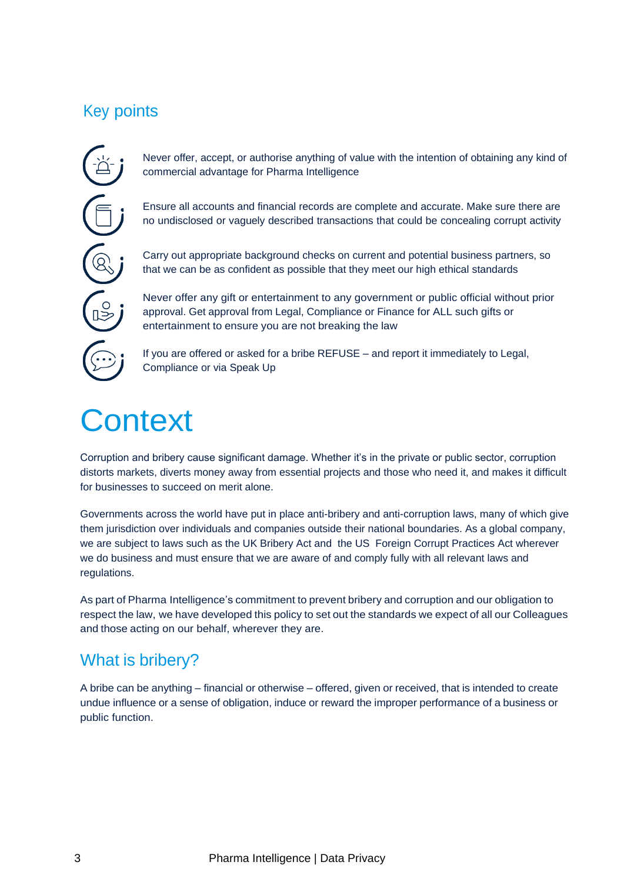## Key points

- Never offer, accept, or authorise anything of value with the intention of obtaining any kind of commercial advantage for Pharma Intelligence
- Ensure all accounts and financial records are complete and accurate. Make sure there are no undisclosed or vaguely described transactions that could be concealing corrupt activity
- Carry out appropriate background checks on current and potential business partners, so that we can be as confident as possible that they meet our high ethical standards
- Never offer any gift or entertainment to any government or public official without prior approval. Get approval from Legal, Compliance or Finance for ALL such gifts or entertainment to ensure you are not breaking the law
- If you are offered or asked for a bribe REFUSE – and report it immediately to Legal, Compliance or via Speak Up

# Context

Corruption and bribery cause significant damage. Whether it's in the private or public sector, corruption distorts markets, diverts money away from essential projects and those who need it, and makes it difficult for businesses to succeed on merit alone.

Governments across the world have put in place anti-bribery and anti-corruption laws, many of which give them jurisdiction over individuals and companies outside their national boundaries. As a global company, we are subject to laws such as the UK Bribery Act and the US Foreign Corrupt Practices Act wherever we do business and must ensure that we are aware of and comply fully with all relevant laws and regulations.

As part of Pharma Intelligence's commitment to prevent bribery and corruption and our obligation to respect the law, we have developed this policy to set out the standards we expect of all our Colleagues and those acting on our behalf, wherever they are.

## What is bribery?

A bribe can be anything – financial or otherwise – offered, given or received, that is intended to create undue influence or a sense of obligation, induce or reward the improper performance of a business or public function.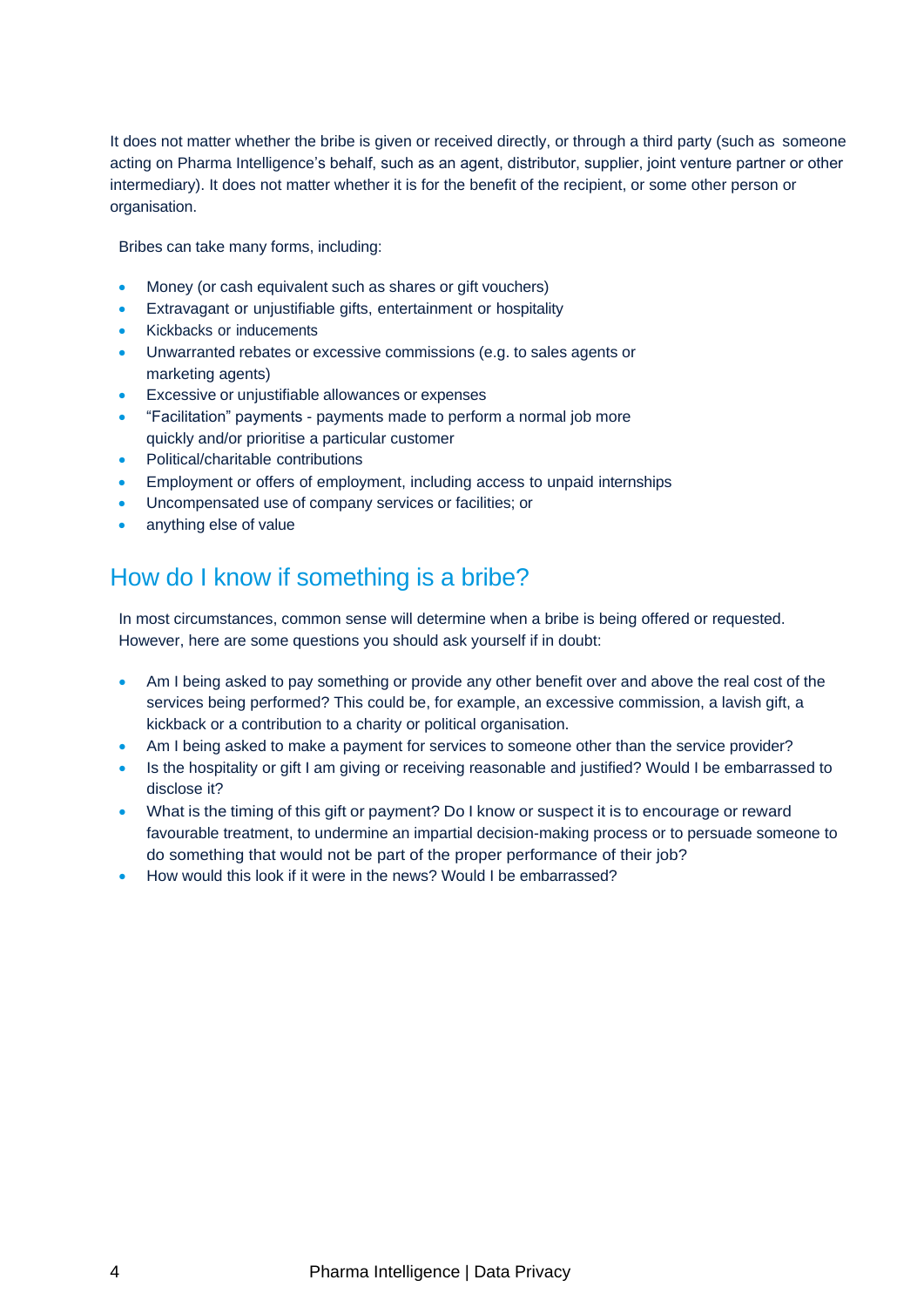It does not matter whether the bribe is given or received directly, or through a third party (such as someone acting on Pharma Intelligence's behalf, such as an agent, distributor, supplier, joint venture partner or other intermediary). It does not matter whether it is for the benefit of the recipient, or some other person or organisation.

Bribes can take many forms, including:

- Money (or cash equivalent such as shares or gift vouchers)
- Extravagant or unjustifiable gifts, entertainment or hospitality
- Kickbacks or inducements
- Unwarranted rebates or excessive commissions (e.g. to sales agents or marketing agents)
- Excessive or unjustifiable allowances or expenses
- "Facilitation" payments - payments made to perform a normal job more quickly and/or prioritise a particular customer
- Political/charitable contributions
- Employment or offers of employment, including access to unpaid internships
- Uncompensated use of company services or facilities; or
- anything else of value

## How do I know if something is a bribe?

In most circumstances, common sense will determine when a bribe is being offered or requested. However, here are some questions you should ask yourself if in doubt:

- Am I being asked to pay something or provide any other benefit over and above the real cost of the services being performed? This could be, for example, an excessive commission, a lavish gift, a kickback or a contribution to a charity or political organisation.
- Am I being asked to make a payment for services to someone other than the service provider?
- Is the hospitality or gift I am giving or receiving reasonable and justified? Would I be embarrassed to disclose it?
- What is the timing of this gift or payment? Do I know or suspect it is to encourage or reward favourable treatment, to undermine an impartial decision-making process or to persuade someone to do something that would not be part of the proper performance of their job?
- How would this look if it were in the news? Would I be embarrassed?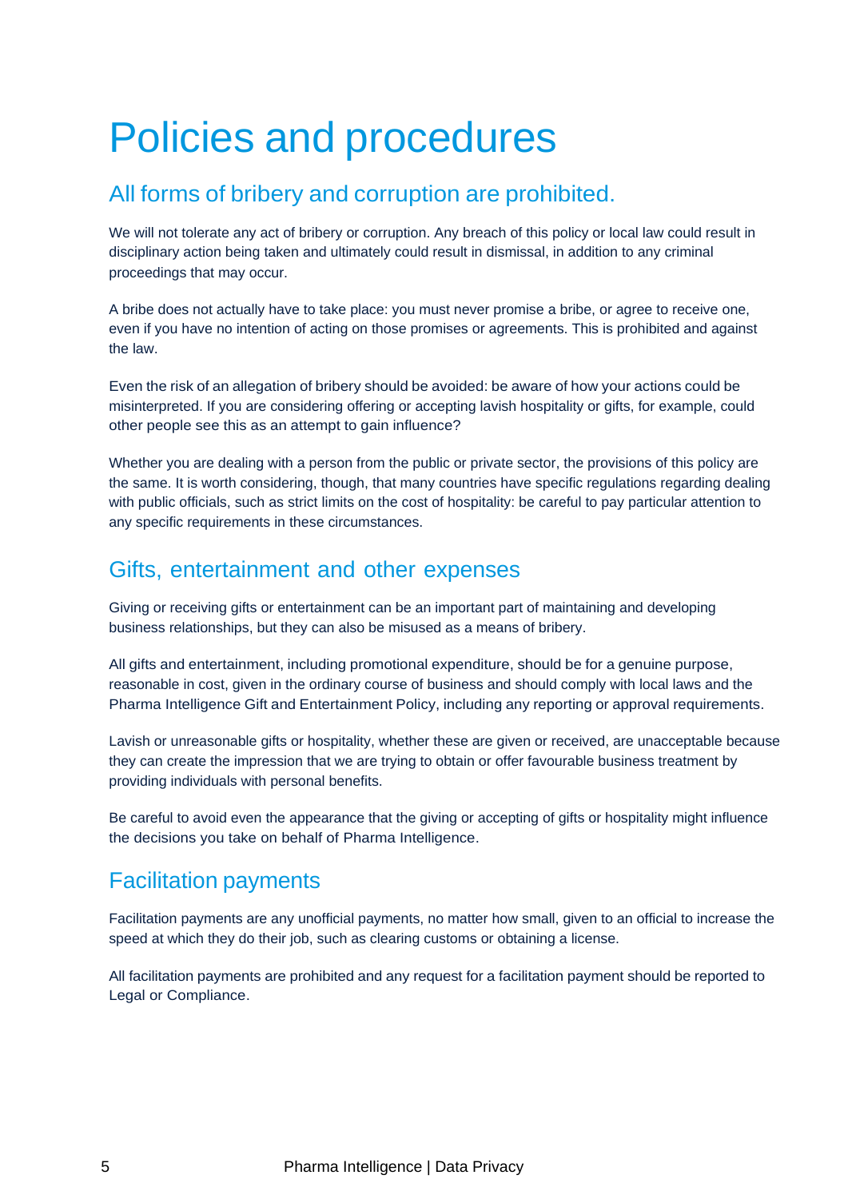# Policies and procedures

## All forms of bribery and corruption are prohibited.

We will not tolerate any act of bribery or corruption. Any breach of this policy or local law could result in disciplinary action being taken and ultimately could result in dismissal, in addition to any criminal proceedings that may occur.

A bribe does not actually have to take place: you must never promise a bribe, or agree to receive one, even if you have no intention of acting on those promises or agreements. This is prohibited and against the law.

Even the risk of an allegation of bribery should be avoided: be aware of how your actions could be misinterpreted. If you are considering offering or accepting lavish hospitality or gifts, for example, could other people see this as an attempt to gain influence?

Whether you are dealing with a person from the public or private sector, the provisions of this policy are the same. It is worth considering, though, that many countries have specific regulations regarding dealing with public officials, such as strict limits on the cost of hospitality: be careful to pay particular attention to any specific requirements in these circumstances.

## Gifts, entertainment and other expenses

Giving or receiving gifts or entertainment can be an important part of maintaining and developing business relationships, but they can also be misused as a means of bribery.

All gifts and entertainment, including promotional expenditure, should be for a genuine purpose, reasonable in cost, given in the ordinary course of business and should comply with local laws and the Pharma Intelligence Gift and Entertainment Policy, including any reporting or approval requirements.

Lavish or unreasonable gifts or hospitality, whether these are given or received, are unacceptable because they can create the impression that we are trying to obtain or offer favourable business treatment by providing individuals with personal benefits.

Be careful to avoid even the appearance that the giving or accepting of gifts or hospitality might influence the decisions you take on behalf of Pharma Intelligence.

## Facilitation payments

Facilitation payments are any unofficial payments, no matter how small, given to an official to increase the speed at which they do their job, such as clearing customs or obtaining a license.

All facilitation payments are prohibited and any request for a facilitation payment should be reported to Legal or Compliance.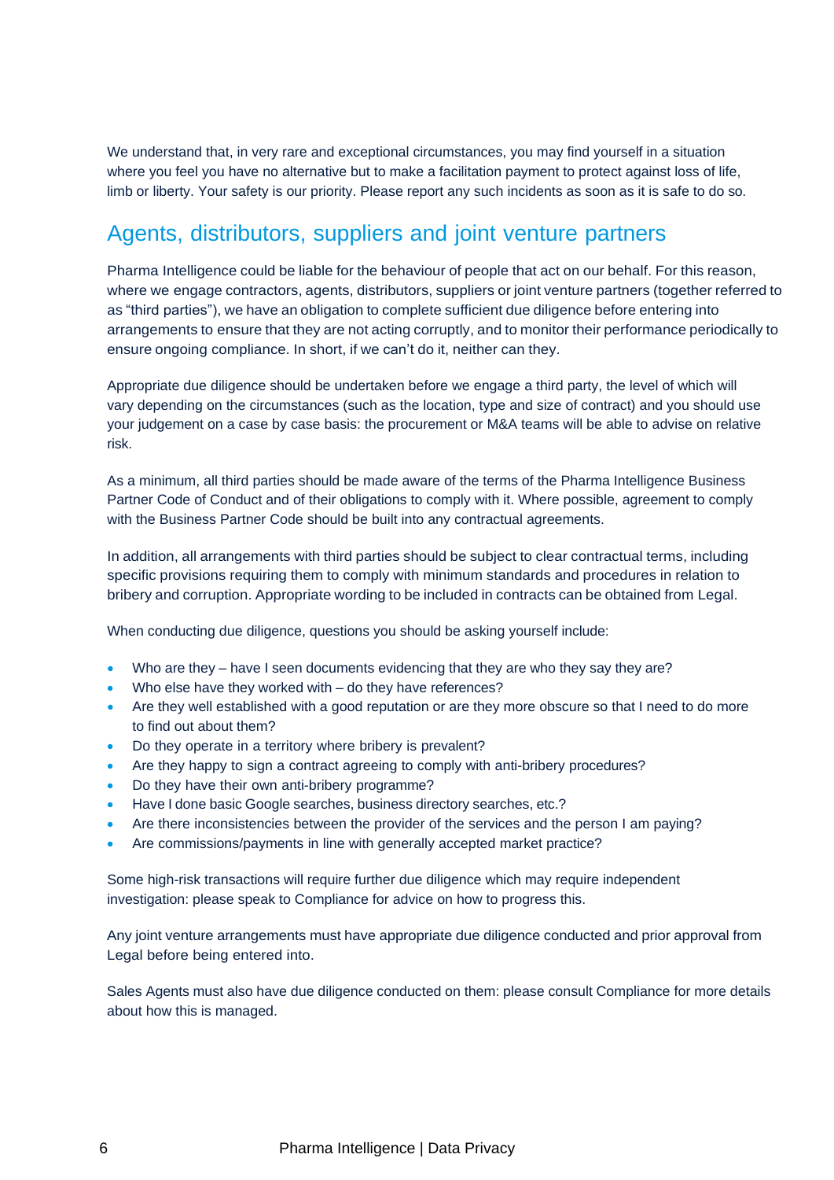We understand that, in very rare and exceptional circumstances, you may find yourself in a situation where you feel you have no alternative but to make a facilitation payment to protect against loss of life, limb or liberty. Your safety is our priority. Please report any such incidents as soon as it is safe to do so.

## Agents, distributors, suppliers and joint venture partners

Pharma Intelligence could be liable for the behaviour of people that act on our behalf. For this reason, where we engage contractors, agents, distributors, suppliers or joint venture partners (together referred to as "third parties"), we have an obligation to complete sufficient due diligence before entering into arrangements to ensure that they are not acting corruptly, and to monitor their performance periodically to ensure ongoing compliance. In short, if we can't do it, neither can they.

Appropriate due diligence should be undertaken before we engage a third party, the level of which will vary depending on the circumstances (such as the location, type and size of contract) and you should use your judgement on a case by case basis: the procurement or M&A teams will be able to advise on relative risk.

As a minimum, all third parties should be made aware of the terms of the Pharma Intelligence Business Partner Code of Conduct and of their obligations to comply with it. Where possible, agreement to comply with the Business Partner Code should be built into any contractual agreements.

In addition, all arrangements with third parties should be subject to clear contractual terms, including specific provisions requiring them to comply with minimum standards and procedures in relation to bribery and corruption. Appropriate wording to be included in contracts can be obtained from Legal.

When conducting due diligence, questions you should be asking yourself include:

- Who are they – have I seen documents evidencing that they are who they say they are?
- Who else have they worked with – do they have references?
- Are they well established with a good reputation or are they more obscure so that I need to do more to find out about them?
- Do they operate in a territory where bribery is prevalent?
- Are they happy to sign a contract agreeing to comply with anti-bribery procedures?
- Do they have their own anti-bribery programme?
- Have I done basic Google searches, business directory searches, etc.?
- Are there inconsistencies between the provider of the services and the person I am paying?
- Are commissions/payments in line with generally accepted market practice?

Some high-risk transactions will require further due diligence which may require independent investigation: please speak to Compliance for advice on how to progress this.

Any joint venture arrangements must have appropriate due diligence conducted and prior approval from Legal before being entered into.

Sales Agents must also have due diligence conducted on them: please consult Compliance for more details about how this is managed.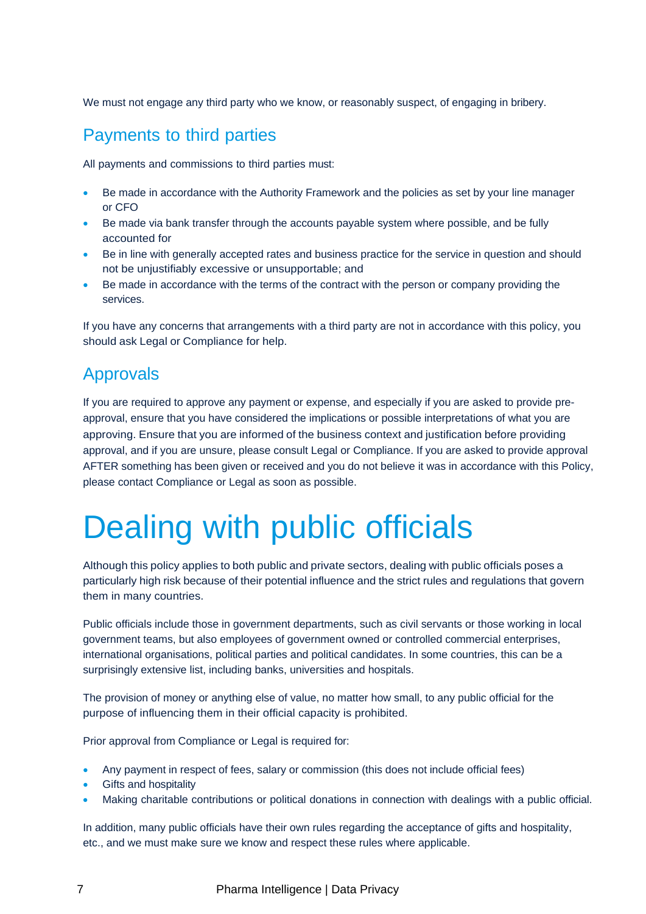We must not engage any third party who we know, or reasonably suspect, of engaging in bribery.

## Payments to third parties

All payments and commissions to third parties must:

- Be made in accordance with the Authority Framework and the policies as set by your line manager or CFO
- Be made via bank transfer through the accounts payable system where possible, and be fully accounted for
- Be in line with generally accepted rates and business practice for the service in question and should not be unjustifiably excessive or unsupportable; and
- Be made in accordance with the terms of the contract with the person or company providing the services.

If you have any concerns that arrangements with a third party are not in accordance with this policy, you should ask Legal or Compliance for help.

## Approvals

If you are required to approve any payment or expense, and especially if you are asked to provide pre-approval, ensure that you have considered the implications or possible interpretations of what you are approving. Ensure that you are informed of the business context and justification before providing approval, and if you are unsure, please consult Legal or Compliance. If you are asked to provide approval AFTER something has been given or received and you do not believe it was in accordance with this Policy, please contact Compliance or Legal as soon as possible.

# Dealing with public officials

Although this policy applies to both public and private sectors, dealing with public officials poses a particularly high risk because of their potential influence and the strict rules and regulations that govern them in many countries.

Public officials include those in government departments, such as civil servants or those working in local government teams, but also employees of government owned or controlled commercial enterprises, international organisations, political parties and political candidates. In some countries, this can be a surprisingly extensive list, including banks, universities and hospitals.

The provision of money or anything else of value, no matter how small, to any public official for the purpose of influencing them in their official capacity is prohibited.

Prior approval from Compliance or Legal is required for:

- Any payment in respect of fees, salary or commission (this does not include official fees)
- Gifts and hospitality
- Making charitable contributions or political donations in connection with dealings with a public official.

In addition, many public officials have their own rules regarding the acceptance of gifts and hospitality, etc., and we must make sure we know and respect these rules where applicable.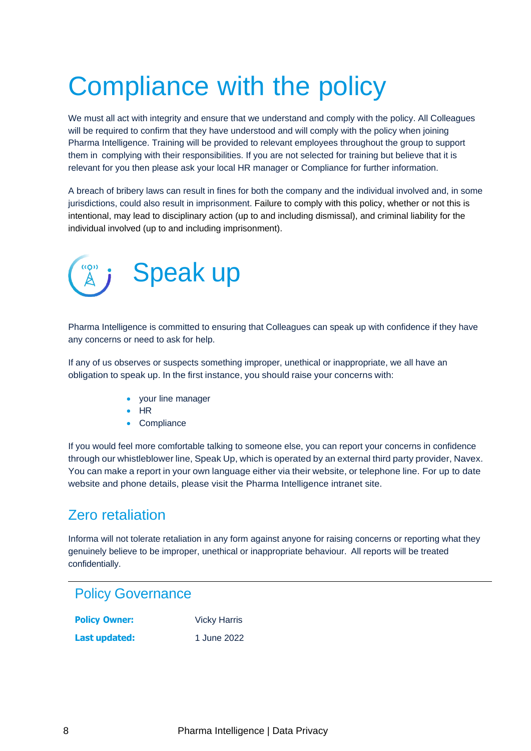# Compliance with the policy

We must all act with integrity and ensure that we understand and comply with the policy. All Colleagues will be required to confirm that they have understood and will comply with the policy when joining Pharma Intelligence. Training will be provided to relevant employees throughout the group to support them in complying with their responsibilities. If you are not selected for training but believe that it is relevant for you then please ask your local HR manager or Compliance for further information.

A breach of bribery laws can result in fines for both the company and the individual involved and, in some jurisdictions, could also result in imprisonment. Failure to comply with this policy, whether or not this is intentional, may lead to disciplinary action (up to and including dismissal), and criminal liability for the individual involved (up to and including imprisonment).

# Speak up

Pharma Intelligence is committed to ensuring that Colleagues can speak up with confidence if they have any concerns or need to ask for help.

If any of us observes or suspects something improper, unethical or inappropriate, we all have an obligation to speak up. In the first instance, you should raise your concerns with:

- your line manager
- HR
- Compliance

If you would feel more comfortable talking to someone else, you can report your concerns in confidence through our whistleblower line, Speak Up, which is operated by an external third party provider, Navex. You can make a report in your own language either via their website, or telephone line. For up to date website and phone details, please visit the Pharma Intelligence intranet site.

## Zero retaliation

Informa will not tolerate retaliation in any form against anyone for raising concerns or reporting what they genuinely believe to be improper, unethical or inappropriate behaviour. All reports will be treated confidentially.

## Policy Governance

| | |
|---|---|
| **Policy Owner:** | Vicky Harris |
| **Last updated:** | 1 June 2022 |